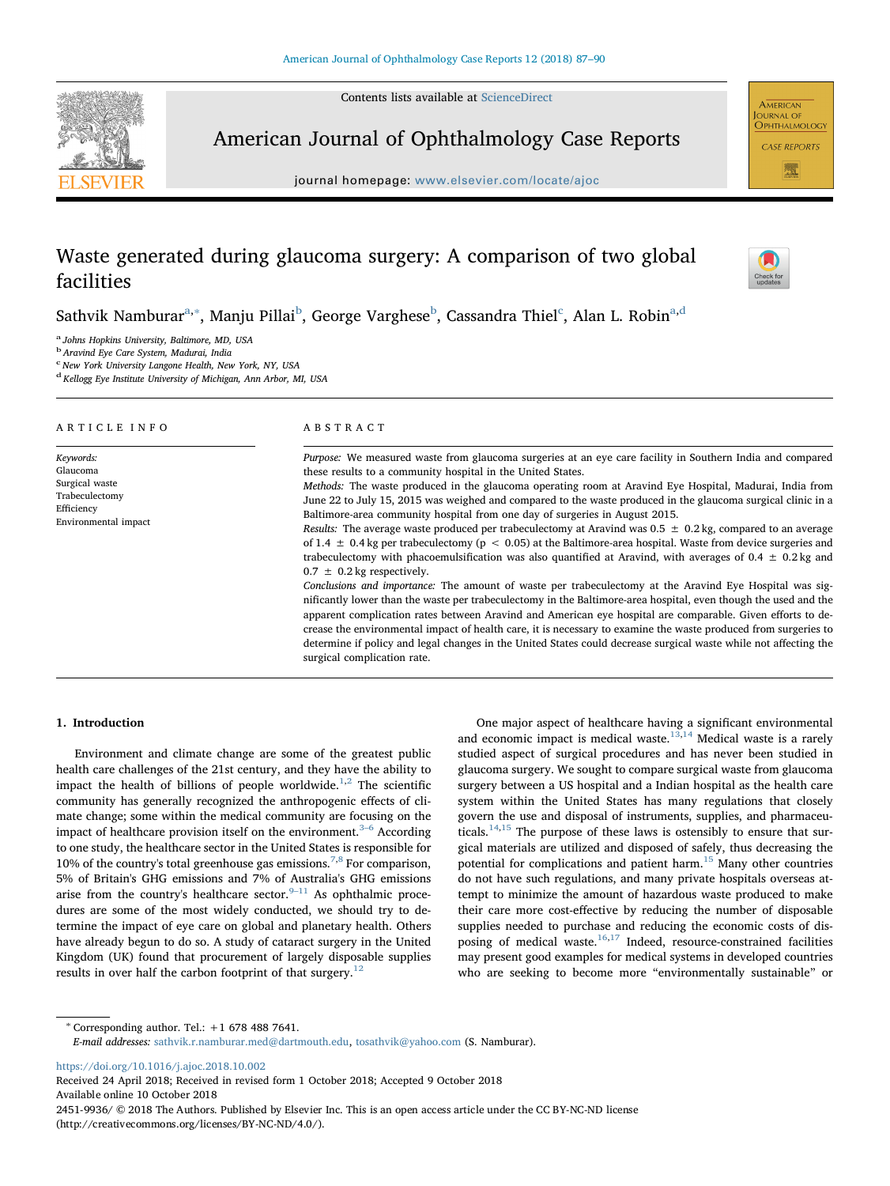# Waste generated during glaucoma surgery: A comparison of two global facilities

Sathvik Namburar[a,*], Manju Pillai[b], George Varghese[b], Cassandra Thiel[c], Alan L. Robin[a,d]

[a] Johns Hopkins University, Baltimore, MD, USA
[b] Aravind Eye Care System, Madurai, India
[c] New York University Langone Health, New York, NY, USA
[d] Kellogg Eye Institute University of Michigan, Ann Arbor, MI, USA

## ARTICLE INFO

*Keywords:*
Glaucoma
Surgical waste
Trabeculectomy
Efficiency
Environmental impact

## ABSTRACT

*Purpose:* We measured waste from glaucoma surgeries at an eye care facility in Southern India and compared these results to a community hospital in the United States.

*Methods:* The waste produced in the glaucoma operating room at Aravind Eye Hospital, Madurai, India from June 22 to July 15, 2015 was weighed and compared to the waste produced in the glaucoma surgical clinic in a Baltimore-area community hospital from one day of surgeries in August 2015.

*Results:* The average waste produced per trabeculectomy at Aravind was 0.5 ± 0.2 kg, compared to an average of 1.4 ± 0.4 kg per trabeculectomy ($p < 0.05$) at the Baltimore-area hospital. Waste from device surgeries and trabeculectomy with phacoemulsification was also quantified at Aravind, with averages of 0.4 ± 0.2 kg and 0.7 ± 0.2 kg respectively.

*Conclusions and importance:* The amount of waste per trabeculectomy at the Aravind Eye Hospital was significantly lower than the waste per trabeculectomy in the Baltimore-area hospital, even though the used and the apparent complication rates between Aravind and American eye hospital are comparable. Given efforts to decrease the environmental impact of health care, it is necessary to examine the waste produced from surgeries to determine if policy and legal changes in the United States could decrease surgical waste while not affecting the surgical complication rate.

## 1. Introduction

Environment and climate change are some of the greatest public health care challenges of the 21st century, and they have the ability to impact the health of billions of people worldwide.[1,2] The scientific community has generally recognized the anthropogenic effects of climate change; some within the medical community are focusing on the impact of healthcare provision itself on the environment.[3–6] According to one study, the healthcare sector in the United States is responsible for 10% of the country's total greenhouse gas emissions.[7,8] For comparison, 5% of Britain's GHG emissions and 7% of Australia's GHG emissions arise from the country's healthcare sector.[9–11] As ophthalmic procedures are some of the most widely conducted, we should try to determine the impact of eye care on global and planetary health. Others have already begun to do so. A study of cataract surgery in the United Kingdom (UK) found that procurement of largely disposable supplies results in over half the carbon footprint of that surgery.[12]

One major aspect of healthcare having a significant environmental and economic impact is medical waste.[13,14] Medical waste is a rarely studied aspect of surgical procedures and has never been studied in glaucoma surgery. We sought to compare surgical waste from glaucoma surgery between a US hospital and a Indian hospital as the health care system within the United States has many regulations that closely govern the use and disposal of instruments, supplies, and pharmaceuticals.[14,15] The purpose of these laws is ostensibly to ensure that surgical materials are utilized and disposed of safely, thus decreasing the potential for complications and patient harm.[15] Many other countries do not have such regulations, and many private hospitals overseas attempt to minimize the amount of hazardous waste produced to make their care more cost-effective by reducing the number of disposable supplies needed to purchase and reducing the economic costs of disposing of medical waste.[16,17] Indeed, resource-constrained facilities may present good examples for medical systems in developed countries who are seeking to become more "environmentally sustainable" or

* Corresponding author. Tel.: +1 678 488 7641.
*E-mail addresses:* sathvik.r.namburar.med@dartmouth.edu, tosathvik@yahoo.com (S. Namburar).

https://doi.org/10.1016/j.ajoc.2018.10.002
Received 24 April 2018; Received in revised form 1 October 2018; Accepted 9 October 2018
Available online 10 October 2018
2451-9936/ © 2018 The Authors. Published by Elsevier Inc. This is an open access article under the CC BY-NC-ND license (http://creativecommons.org/licenses/BY-NC-ND/4.0/).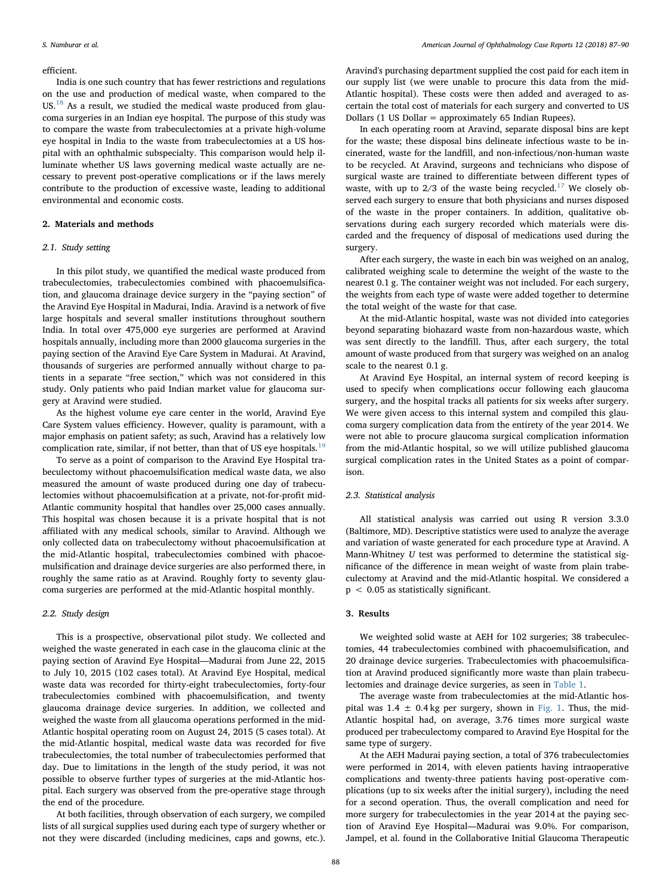efficient.

India is one such country that has fewer restrictions and regulations on the use and production of medical waste, when compared to the US.[18] As a result, we studied the medical waste produced from glaucoma surgeries in an Indian eye hospital. The purpose of this study was to compare the waste from trabeculectomies at a private high-volume eye hospital in India to the waste from trabeculectomies at a US hospital with an ophthalmic subspecialty. This comparison would help illuminate whether US laws governing medical waste actually are necessary to prevent post-operative complications or if the laws merely contribute to the production of excessive waste, leading to additional environmental and economic costs.

## 2. Materials and methods

### 2.1. Study setting

In this pilot study, we quantified the medical waste produced from trabeculectomies, trabeculectomies combined with phacoemulsification, and glaucoma drainage device surgery in the "paying section" of the Aravind Eye Hospital in Madurai, India. Aravind is a network of five large hospitals and several smaller institutions throughout southern India. In total over 475,000 eye surgeries are performed at Aravind hospitals annually, including more than 2000 glaucoma surgeries in the paying section of the Aravind Eye Care System in Madurai. At Aravind, thousands of surgeries are performed annually without charge to patients in a separate "free section," which was not considered in this study. Only patients who paid Indian market value for glaucoma surgery at Aravind were studied.

As the highest volume eye care center in the world, Aravind Eye Care System values efficiency. However, quality is paramount, with a major emphasis on patient safety; as such, Aravind has a relatively low complication rate, similar, if not better, than that of US eye hospitals.[19]

To serve as a point of comparison to the Aravind Eye Hospital trabeculectomy without phacoemulsification medical waste data, we also measured the amount of waste produced during one day of trabeculectomies without phacoemulsification at a private, not-for-profit mid-Atlantic community hospital that handles over 25,000 cases annually. This hospital was chosen because it is a private hospital that is not affiliated with any medical schools, similar to Aravind. Although we only collected data on trabeculectomy without phacoemulsification at the mid-Atlantic hospital, trabeculectomies combined with phacoemulsification and drainage device surgeries are also performed there, in roughly the same ratio as at Aravind. Roughly forty to seventy glaucoma surgeries are performed at the mid-Atlantic hospital monthly.

### 2.2. Study design

This is a prospective, observational pilot study. We collected and weighed the waste generated in each case in the glaucoma clinic at the paying section of Aravind Eye Hospital—Madurai from June 22, 2015 to July 10, 2015 (102 cases total). At Aravind Eye Hospital, medical waste data was recorded for thirty-eight trabeculectomies, forty-four trabeculectomies combined with phacoemulsification, and twenty glaucoma drainage device surgeries. In addition, we collected and weighed the waste from all glaucoma operations performed in the mid-Atlantic hospital operating room on August 24, 2015 (5 cases total). At the mid-Atlantic hospital, medical waste data was recorded for five trabeculectomies, the total number of trabeculectomies performed that day. Due to limitations in the length of the study period, it was not possible to observe further types of surgeries at the mid-Atlantic hospital. Each surgery was observed from the pre-operative stage through the end of the procedure.

At both facilities, through observation of each surgery, we compiled lists of all surgical supplies used during each type of surgery whether or not they were discarded (including medicines, caps and gowns, etc.). Aravind's purchasing department supplied the cost paid for each item in our supply list (we were unable to procure this data from the mid-Atlantic hospital). These costs were then added and averaged to ascertain the total cost of materials for each surgery and converted to US Dollars (1 US Dollar = approximately 65 Indian Rupees).

In each operating room at Aravind, separate disposal bins are kept for the waste; these disposal bins delineate infectious waste to be incinerated, waste for the landfill, and non-infectious/non-human waste to be recycled. At Aravind, surgeons and technicians who dispose of surgical waste are trained to differentiate between different types of waste, with up to 2/3 of the waste being recycled.[17] We closely observed each surgery to ensure that both physicians and nurses disposed of the waste in the proper containers. In addition, qualitative observations during each surgery recorded which materials were discarded and the frequency of disposal of medications used during the surgery.

After each surgery, the waste in each bin was weighed on an analog, calibrated weighing scale to determine the weight of the waste to the nearest 0.1 g. The container weight was not included. For each surgery, the weights from each type of waste were added together to determine the total weight of the waste for that case.

At the mid-Atlantic hospital, waste was not divided into categories beyond separating biohazard waste from non-hazardous waste, which was sent directly to the landfill. Thus, after each surgery, the total amount of waste produced from that surgery was weighed on an analog scale to the nearest 0.1 g.

At Aravind Eye Hospital, an internal system of record keeping is used to specify when complications occur following each glaucoma surgery, and the hospital tracks all patients for six weeks after surgery. We were given access to this internal system and compiled this glaucoma surgery complication data from the entirety of the year 2014. We were not able to procure glaucoma surgical complication information from the mid-Atlantic hospital, so we will utilize published glaucoma surgical complication rates in the United States as a point of comparison.

### 2.3. Statistical analysis

All statistical analysis was carried out using R version 3.3.0 (Baltimore, MD). Descriptive statistics were used to analyze the average and variation of waste generated for each procedure type at Aravind. A Mann-Whitney $U$ test was performed to determine the statistical significance of the difference in mean weight of waste from plain trabeculectomy at Aravind and the mid-Atlantic hospital. We considered a $p < 0.05$ as statistically significant.

## 3. Results

We weighted solid waste at AEH for 102 surgeries; 38 trabeculectomies, 44 trabeculectomies combined with phacoemulsification, and 20 drainage device surgeries. Trabeculectomies with phacoemulsification at Aravind produced significantly more waste than plain trabeculectomies and drainage device surgeries, as seen in Table 1.

The average waste from trabeculectomies at the mid-Atlantic hospital was $1.4 \pm 0.4$ kg per surgery, shown in Fig. 1. Thus, the mid-Atlantic hospital had, on average, 3.76 times more surgical waste produced per trabeculectomy compared to Aravind Eye Hospital for the same type of surgery.

At the AEH Madurai paying section, a total of 376 trabeculectomies were performed in 2014, with eleven patients having intraoperative complications and twenty-three patients having post-operative complications (up to six weeks after the initial surgery), including the need for a second operation. Thus, the overall complication and need for more surgery for trabeculectomies in the year 2014 at the paying section of Aravind Eye Hospital—Madurai was 9.0%. For comparison, Jampel, et al. found in the Collaborative Initial Glaucoma Therapeutic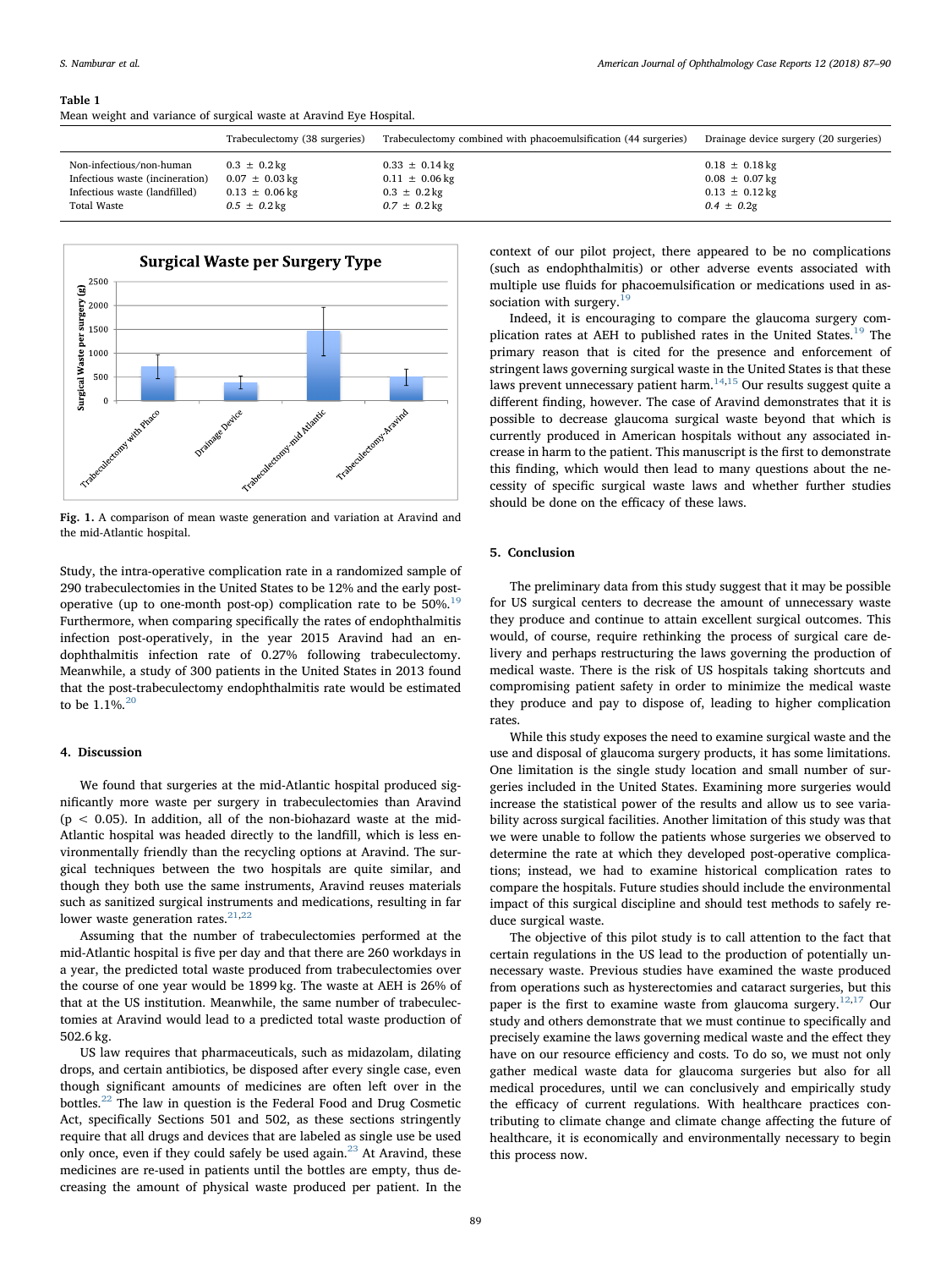**Table 1**
Mean weight and variance of surgical waste at Aravind Eye Hospital.

| | Trabeculectomy (38 surgeries) | Trabeculectomy combined with phacoemulsification (44 surgeries) | Drainage device surgery (20 surgeries) |
|---|---|---|---|
| Non-infectious/non-human | 0.3 ± 0.2 kg | 0.33 ± 0.14 kg | 0.18 ± 0.18 kg |
| Infectious waste (incineration) | 0.07 ± 0.03 kg | 0.11 ± 0.06 kg | 0.08 ± 0.07 kg |
| Infectious waste (landfilled) | 0.13 ± 0.06 kg | 0.3 ± 0.2 kg | 0.13 ± 0.12 kg |
| Total Waste | *0.5 ± 0.2* kg | *0.7 ± 0.2* kg | *0.4 ± 0.2g* |

Surgical Waste per Surgery Type

Surgical Waste per surgery (g)

2500
2000
1500
1000
500
0

Trabeculectomy with Phaco
Drainage Device
Trabeculectomy-mid Atlantic
Trabeculectomy-Aravind

**Fig. 1.** A comparison of mean waste generation and variation at Aravind and the mid-Atlantic hospital.

Study, the intra-operative complication rate in a randomized sample of 290 trabeculectomies in the United States to be 12% and the early post-operative (up to one-month post-op) complication rate to be 50%.[19] Furthermore, when comparing specifically the rates of endophthalmitis infection post-operatively, in the year 2015 Aravind had an endophthalmitis infection rate of 0.27% following trabeculectomy. Meanwhile, a study of 300 patients in the United States in 2013 found that the post-trabeculectomy endophthalmitis rate would be estimated to be 1.1%.[20]

## 4. Discussion

We found that surgeries at the mid-Atlantic hospital produced significantly more waste per surgery in trabeculectomies than Aravind ($p < 0.05$). In addition, all of the non-biohazard waste at the mid-Atlantic hospital was headed directly to the landfill, which is less environmentally friendly than the recycling options at Aravind. The surgical techniques between the two hospitals are quite similar, and though they both use the same instruments, Aravind reuses materials such as sanitized surgical instruments and medications, resulting in far lower waste generation rates.[21,22]

Assuming that the number of trabeculectomies performed at the mid-Atlantic hospital is five per day and that there are 260 workdays in a year, the predicted total waste produced from trabeculectomies over the course of one year would be 1899 kg. The waste at AEH is 26% of that at the US institution. Meanwhile, the same number of trabeculectomies at Aravind would lead to a predicted total waste production of 502.6 kg.

US law requires that pharmaceuticals, such as midazolam, dilating drops, and certain antibiotics, be disposed after every single case, even though significant amounts of medicines are often left over in the bottles.[22] The law in question is the Federal Food and Drug Cosmetic Act, specifically Sections 501 and 502, as these sections stringently require that all drugs and devices that are labeled as single use be used only once, even if they could safely be used again.[23] At Aravind, these medicines are re-used in patients until the bottles are empty, thus decreasing the amount of physical waste produced per patient. In the context of our pilot project, there appeared to be no complications (such as endophthalmitis) or other adverse events associated with multiple use fluids for phacoemulsification or medications used in association with surgery.[19]

Indeed, it is encouraging to compare the glaucoma surgery complication rates at AEH to published rates in the United States.[19] The primary reason that is cited for the presence and enforcement of stringent laws governing surgical waste in the United States is that these laws prevent unnecessary patient harm.[14,15] Our results suggest quite a different finding, however. The case of Aravind demonstrates that it is possible to decrease glaucoma surgical waste beyond that which is currently produced in American hospitals without any associated increase in harm to the patient. This manuscript is the first to demonstrate this finding, which would then lead to many questions about the necessity of specific surgical waste laws and whether further studies should be done on the efficacy of these laws.

## 5. Conclusion

The preliminary data from this study suggest that it may be possible for US surgical centers to decrease the amount of unnecessary waste they produce and continue to attain excellent surgical outcomes. This would, of course, require rethinking the process of surgical care delivery and perhaps restructuring the laws governing the production of medical waste. There is the risk of US hospitals taking shortcuts and compromising patient safety in order to minimize the medical waste they produce and pay to dispose of, leading to higher complication rates.

While this study exposes the need to examine surgical waste and the use and disposal of glaucoma surgery products, it has some limitations. One limitation is the single study location and small number of surgeries included in the United States. Examining more surgeries would increase the statistical power of the results and allow us to see variability across surgical facilities. Another limitation of this study was that we were unable to follow the patients whose surgeries we observed to determine the rate at which they developed post-operative complications; instead, we had to examine historical complication rates to compare the hospitals. Future studies should include the environmental impact of this surgical discipline and should test methods to safely reduce surgical waste.

The objective of this pilot study is to call attention to the fact that certain regulations in the US lead to the production of potentially unnecessary waste. Previous studies have examined the waste produced from operations such as hysterectomies and cataract surgeries, but this paper is the first to examine waste from glaucoma surgery.[12,17] Our study and others demonstrate that we must continue to specifically and precisely examine the laws governing medical waste and the effect they have on our resource efficiency and costs. To do so, we must not only gather medical waste data for glaucoma surgeries but also for all medical procedures, until we can conclusively and empirically study the efficacy of current regulations. With healthcare practices contributing to climate change and climate change affecting the future of healthcare, it is economically and environmentally necessary to begin this process now.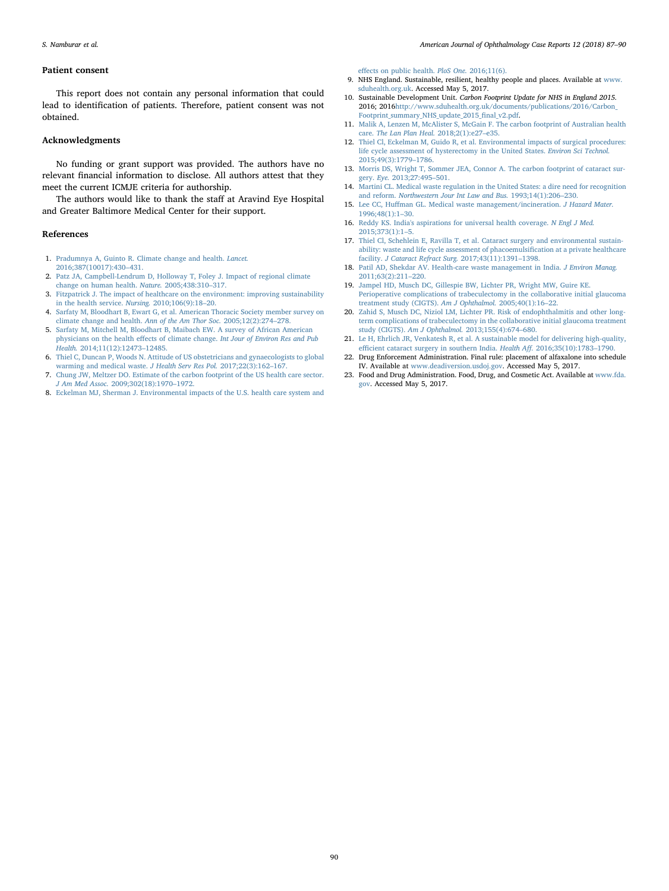## Patient consent

This report does not contain any personal information that could lead to identification of patients. Therefore, patient consent was not obtained.

## Acknowledgments

No funding or grant support was provided. The authors have no relevant financial information to disclose. All authors attest that they meet the current ICMJE criteria for authorship.

The authors would like to thank the staff at Aravind Eye Hospital and Greater Baltimore Medical Center for their support.

## References

1. Pradumnya A, Guinto R. Climate change and health. *Lancet.* 2016;387(10017):430–431.
2. Patz JA, Campbell-Lendrum D, Holloway T, Foley J. Impact of regional climate change on human health. *Nature.* 2005;438:310–317.
3. Fitzpatrick J. The impact of healthcare on the environment: improving sustainability in the health service. *Nursing.* 2010;106(9):18–20.
4. Sarfaty M, Bloodhart B, Ewart G, et al. American Thoracic Society member survey on climate change and health. *Ann of the Am Thor Soc.* 2005;12(2):274–278.
5. Sarfaty M, Mitchell M, Bloodhart B, Maibach EW. A survey of African American physicians on the health effects of climate change. *Int Jour of Environ Res and Pub Health.* 2014;11(12):12473–12485.
6. Thiel C, Duncan P, Woods N. Attitude of US obstetricians and gynaecologists to global warming and medical waste. *J Health Serv Res Pol.* 2017;22(3):162–167.
7. Chung JW, Meltzer DO. Estimate of the carbon footprint of the US health care sector. *J Am Med Assoc.* 2009;302(18):1970–1972.
8. Eckelman MJ, Sherman J. Environmental impacts of the U.S. health care system and effects on public health. *PloS One.* 2016;11(6).
9. NHS England. Sustainable, resilient, healthy people and places. Available at www.sduhealth.org.uk. Accessed May 5, 2017.
10. Sustainable Development Unit. *Carbon Footprint Update for NHS in England 2015.* 2016; 2016http://www.sduhealth.org.uk/documents/publications/2016/Carbon_Footprint_summary_NHS_update_2015_final_v2.pdf.
11. Malik A, Lenzen M, McAlister S, McGain F. The carbon footprint of Australian health care. *The Lan Plan Heal.* 2018;2(1):e27–e35.
12. Thiel Cl, Eckelman M, Guido R, et al. Environmental impacts of surgical procedures: life cycle assessment of hysterectomy in the United States. *Environ Sci Technol.* 2015;49(3):1779–1786.
13. Morris DS, Wright T, Sommer JEA, Connor A. The carbon footprint of cataract surgery. *Eye.* 2013;27:495–501.
14. Martini CL. Medical waste regulation in the United States: a dire need for recognition and reform. *Northwestern Jour Int Law and Bus.* 1993;14(1):206–230.
15. Lee CC, Huffman GL. Medical waste management/incineration. *J Hazard Mater.* 1996;48(1):1–30.
16. Reddy KS. India's aspirations for universal health coverage. *N Engl J Med.* 2015;373(1):1–5.
17. Thiel Cl, Schehlein E, Ravilla T, et al. Cataract surgery and environmental sustainability: waste and life cycle assessment of phacoemulsification at a private healthcare facility. *J Cataract Refract Surg.* 2017;43(11):1391–1398.
18. Patil AD, Shekdar AV. Health-care waste management in India. *J Environ Manag.* 2011;63(2):211–220.
19. Jampel HD, Musch DC, Gillespie BW, Lichter PR, Wright MW, Guire KE. Perioperative complications of trabeculectomy in the collaborative initial glaucoma treatment study (CIGTS). *Am J Ophthalmol.* 2005;40(1):16–22.
20. Zahid S, Musch DC, Niziol LM, Lichter PR. Risk of endophthalmitis and other long-term complications of trabeculectomy in the collaborative initial glaucoma treatment study (CIGTS). *Am J Ophthalmol.* 2013;155(4):674–680.
21. Le H, Ehrlich JR, Venkatesh R, et al. A sustainable model for delivering high-quality, efficient cataract surgery in southern India. *Health Aff.* 2016;35(10):1783–1790.
22. Drug Enforcement Administration. Final rule: placement of alfaxalone into schedule IV. Available at www.deadiversion.usdoj.gov. Accessed May 5, 2017.
23. Food and Drug Administration. Food, Drug, and Cosmetic Act. Available at www.fda.gov. Accessed May 5, 2017.